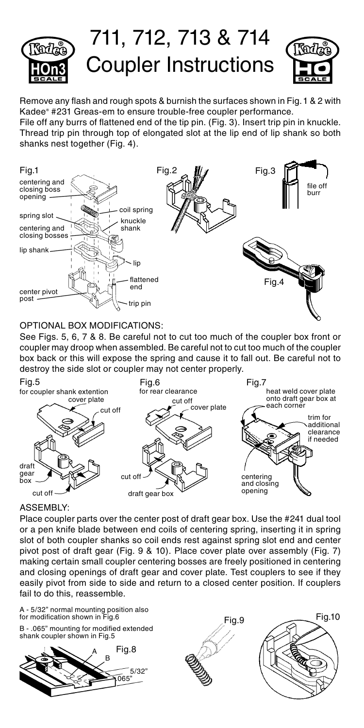# 711, 712, 713 & 714 Coupler Instructions

Remove any flash and rough spots & burnish the surfaces shown in Fig. 1 & 2 with Kadee® #231 Greas-em to ensure trouble-free coupler performance.
File off any burrs of flattened end of the tip pin. (Fig. 3). Insert trip pin in knuckle. Thread trip pin through top of elongated slot at the lip end of lip shank so both shanks nest together (Fig. 4).

Fig.1 — centering and closing boss opening; coil spring; spring slot; knuckle shank; centering and closing bosses; lip shank; lip; flattened end; center pivot post; trip pin

Fig.2

Fig.3 — file off burr

Fig.4

## OPTIONAL BOX MODIFICATIONS:

See Figs. 5, 6, 7 & 8. Be careful not to cut too much of the coupler box front or coupler may droop when assembled. Be careful not to cut too much of the coupler box back or this will expose the spring and cause it to fall out. Be careful not to destroy the side slot or coupler may not center properly.

Fig.5 for coupler shank extention — cover plate; cut off; draft gear box; cut off

Fig.6 for rear clearance — cut off; cover plate; cut off; draft gear box

Fig.7 — heat weld cover plate onto draft gear box at each corner; trim for additional clearance if needed; centering and closing opening

## ASSEMBLY:

Place coupler parts over the center post of draft gear box. Use the #241 dual tool or a pen knife blade between end coils of centering spring, inserting it in spring slot of both coupler shanks so coil ends rest against spring slot end and center pivot post of draft gear (Fig. 9 & 10). Place cover plate over assembly (Fig. 7) making certain small coupler centering bosses are freely positioned in centering and closing openings of draft gear and cover plate. Test couplers to see if they easily pivot from side to side and return to a closed center position. If couplers fail to do this, reassemble.

A - 5/32" normal mounting position also for modification shown in Fig.6

B - .065" mounting for modified extended shank coupler shown in Fig.5

Fig.8 — A; B; 5/32"; .065"

Fig.9

Fig.10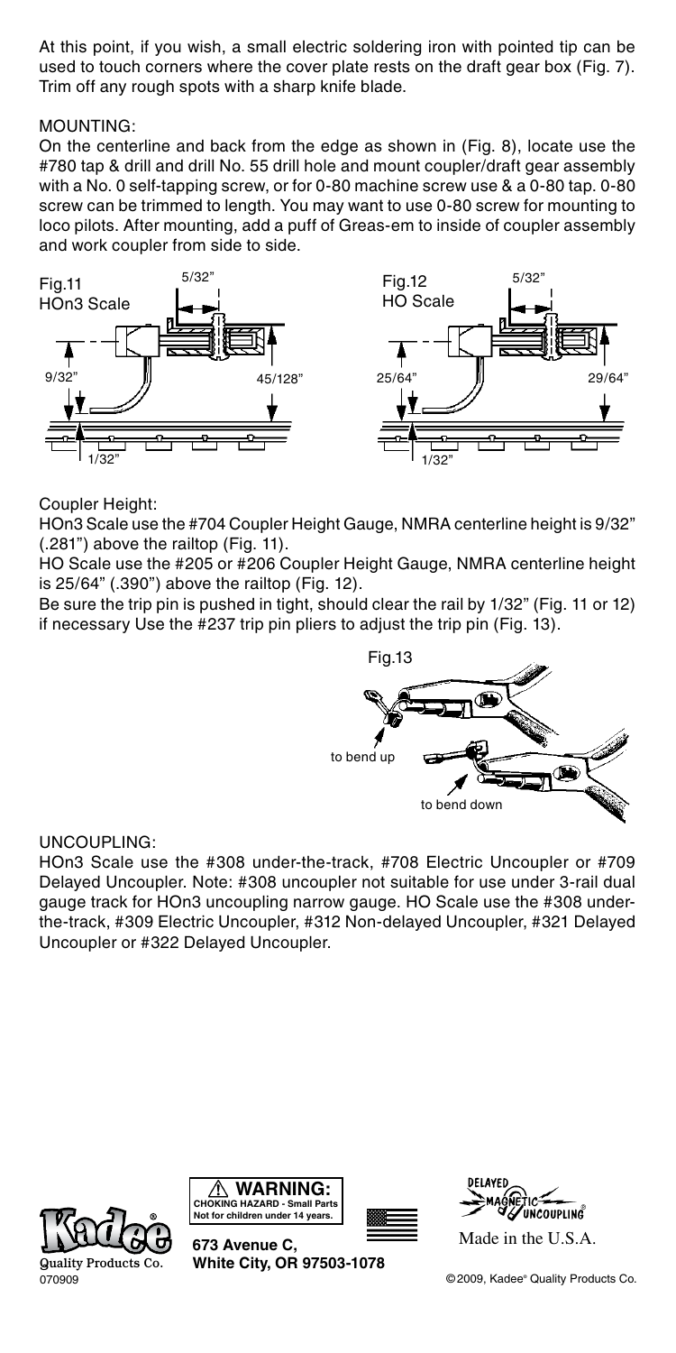At this point, if you wish, a small electric soldering iron with pointed tip can be used to touch corners where the cover plate rests on the draft gear box (Fig. 7). Trim off any rough spots with a sharp knife blade.

MOUNTING:

On the centerline and back from the edge as shown in (Fig. 8), locate use the #780 tap & drill and drill No. 55 drill hole and mount coupler/draft gear assembly with a No. 0 self-tapping screw, or for 0-80 machine screw use & a 0-80 tap. 0-80 screw can be trimmed to length. You may want to use 0-80 screw for mounting to loco pilots. After mounting, add a puff of Greas-em to inside of coupler assembly and work coupler from side to side.

Fig.11
HOn3 Scale
5/32"
9/32"
45/128"
1/32"

Fig.12
HO Scale
5/32"
25/64"
29/64"
1/32"

Coupler Height:

HOn3 Scale use the #704 Coupler Height Gauge, NMRA centerline height is 9/32" (.281") above the railtop (Fig. 11).

HO Scale use the #205 or #206 Coupler Height Gauge, NMRA centerline height is 25/64" (.390") above the railtop (Fig. 12).

Be sure the trip pin is pushed in tight, should clear the rail by 1/32" (Fig. 11 or 12) if necessary Use the #237 trip pin pliers to adjust the trip pin (Fig. 13).

Fig.13
to bend up
to bend down

UNCOUPLING:

HOn3 Scale use the #308 under-the-track, #708 Electric Uncoupler or #709 Delayed Uncoupler. Note: #308 uncoupler not suitable for use under 3-rail dual gauge track for HOn3 uncoupling narrow gauge. HO Scale use the #308 under-the-track, #309 Electric Uncoupler, #312 Non-delayed Uncoupler, #321 Delayed Uncoupler or #322 Delayed Uncoupler.

Kadee® Quality Products Co.
070909

⚠ **WARNING:**
**CHOKING HAZARD - Small Parts Not for children under 14 years.**

**673 Avenue C,**
**White City, OR 97503-1078**

DELAYED MAGNETIC UNCOUPLING®

Made in the U.S.A.

©2009, Kadee® Quality Products Co.